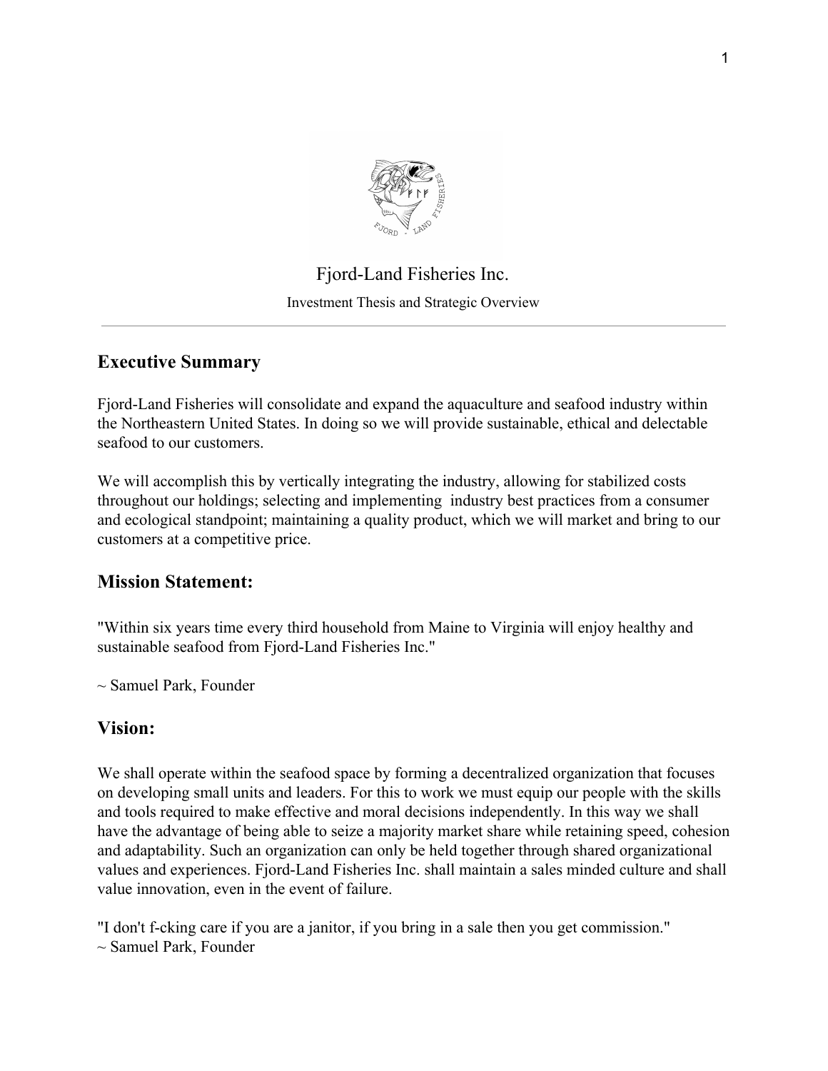# Fjord-Land Fisheries Inc.

Investment Thesis and Strategic Overview

---

## Executive Summary

Fjord-Land Fisheries will consolidate and expand the aquaculture and seafood industry within the Northeastern United States. In doing so we will provide sustainable, ethical and delectable seafood to our customers.

We will accomplish this by vertically integrating the industry, allowing for stabilized costs throughout our holdings; selecting and implementing industry best practices from a consumer and ecological standpoint; maintaining a quality product, which we will market and bring to our customers at a competitive price.

## Mission Statement:

"Within six years time every third household from Maine to Virginia will enjoy healthy and sustainable seafood from Fjord-Land Fisheries Inc."

~ Samuel Park, Founder

## Vision:

We shall operate within the seafood space by forming a decentralized organization that focuses on developing small units and leaders. For this to work we must equip our people with the skills and tools required to make effective and moral decisions independently. In this way we shall have the advantage of being able to seize a majority market share while retaining speed, cohesion and adaptability. Such an organization can only be held together through shared organizational values and experiences. Fjord-Land Fisheries Inc. shall maintain a sales minded culture and shall value innovation, even in the event of failure.

"I don't f-cking care if you are a janitor, if you bring in a sale then you get commission."
~ Samuel Park, Founder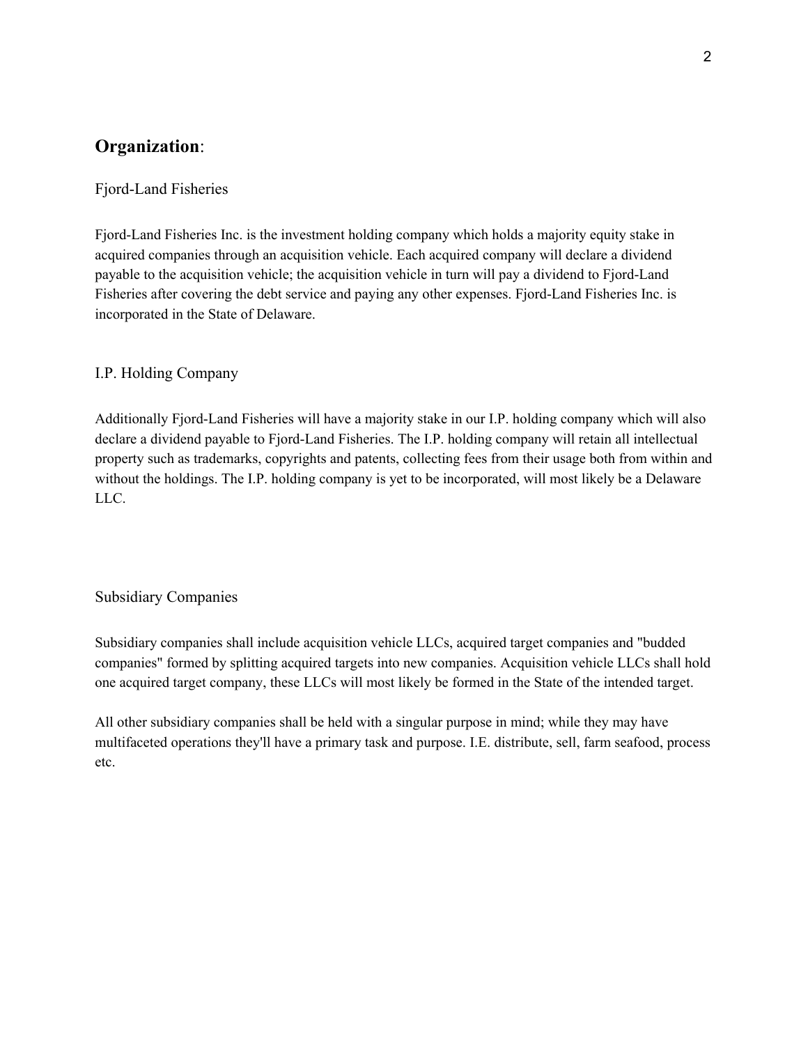## **Organization**:

### Fjord-Land Fisheries

Fjord-Land Fisheries Inc. is the investment holding company which holds a majority equity stake in acquired companies through an acquisition vehicle. Each acquired company will declare a dividend payable to the acquisition vehicle; the acquisition vehicle in turn will pay a dividend to Fjord-Land Fisheries after covering the debt service and paying any other expenses. Fjord-Land Fisheries Inc. is incorporated in the State of Delaware.

### I.P. Holding Company

Additionally Fjord-Land Fisheries will have a majority stake in our I.P. holding company which will also declare a dividend payable to Fjord-Land Fisheries. The I.P. holding company will retain all intellectual property such as trademarks, copyrights and patents, collecting fees from their usage both from within and without the holdings. The I.P. holding company is yet to be incorporated, will most likely be a Delaware LLC.

### Subsidiary Companies

Subsidiary companies shall include acquisition vehicle LLCs, acquired target companies and "budded companies" formed by splitting acquired targets into new companies. Acquisition vehicle LLCs shall hold one acquired target company, these LLCs will most likely be formed in the State of the intended target.

All other subsidiary companies shall be held with a singular purpose in mind; while they may have multifaceted operations they'll have a primary task and purpose. I.E. distribute, sell, farm seafood, process etc.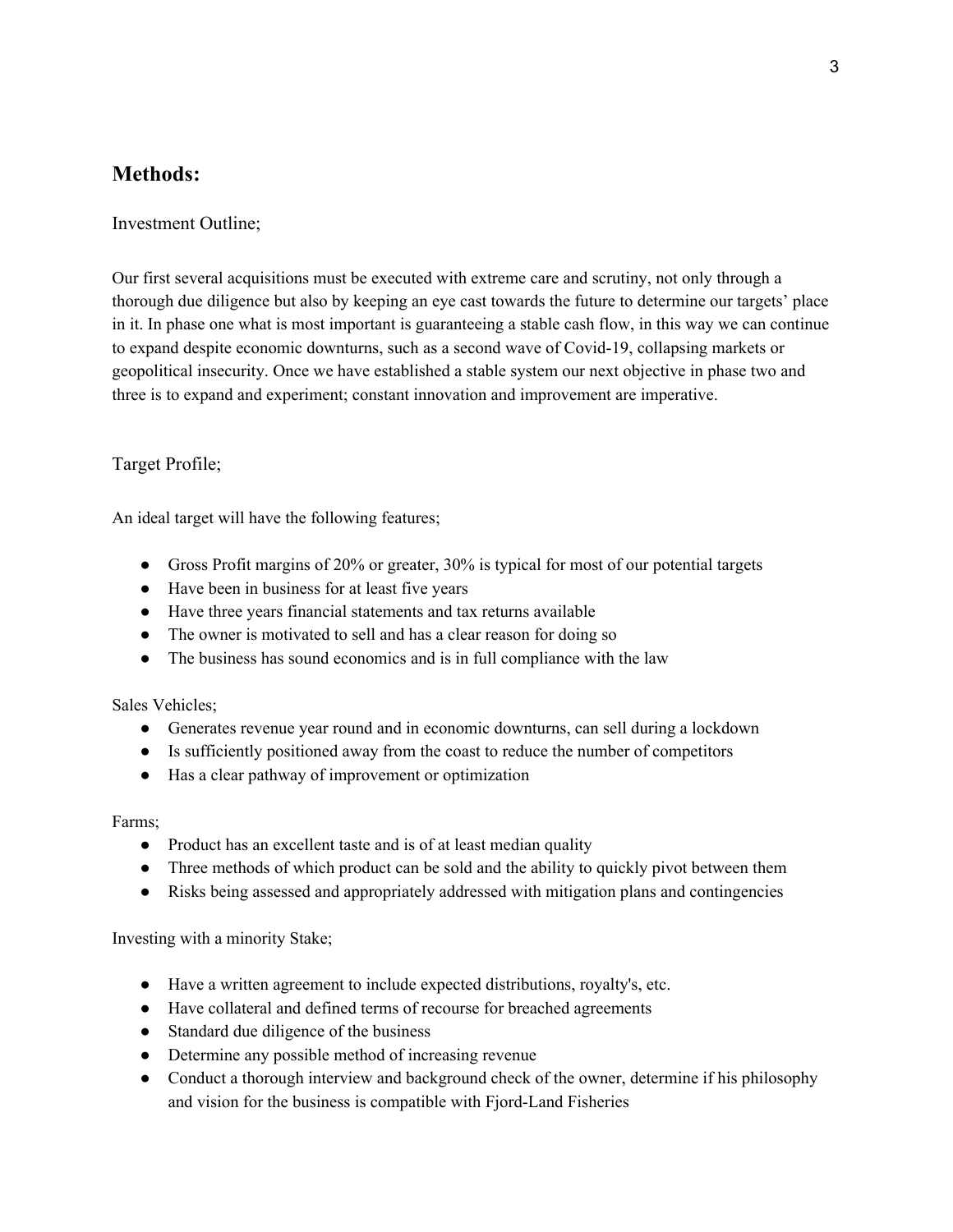## Methods:

Investment Outline;

Our first several acquisitions must be executed with extreme care and scrutiny, not only through a thorough due diligence but also by keeping an eye cast towards the future to determine our targets' place in it. In phase one what is most important is guaranteeing a stable cash flow, in this way we can continue to expand despite economic downturns, such as a second wave of Covid-19, collapsing markets or geopolitical insecurity. Once we have established a stable system our next objective in phase two and three is to expand and experiment; constant innovation and improvement are imperative.

Target Profile;

An ideal target will have the following features;

- Gross Profit margins of 20% or greater, 30% is typical for most of our potential targets
- Have been in business for at least five years
- Have three years financial statements and tax returns available
- The owner is motivated to sell and has a clear reason for doing so
- The business has sound economics and is in full compliance with the law

Sales Vehicles;

- Generates revenue year round and in economic downturns, can sell during a lockdown
- Is sufficiently positioned away from the coast to reduce the number of competitors
- Has a clear pathway of improvement or optimization

Farms;

- Product has an excellent taste and is of at least median quality
- Three methods of which product can be sold and the ability to quickly pivot between them
- Risks being assessed and appropriately addressed with mitigation plans and contingencies

Investing with a minority Stake;

- Have a written agreement to include expected distributions, royalty's, etc.
- Have collateral and defined terms of recourse for breached agreements
- Standard due diligence of the business
- Determine any possible method of increasing revenue
- Conduct a thorough interview and background check of the owner, determine if his philosophy and vision for the business is compatible with Fjord-Land Fisheries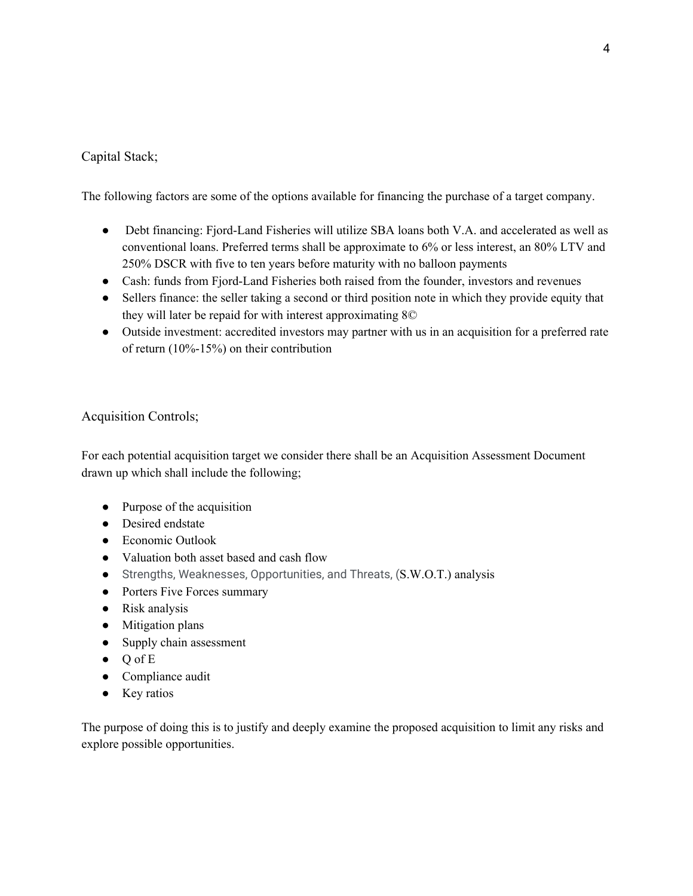Capital Stack;

The following factors are some of the options available for financing the purchase of a target company.

- Debt financing: Fjord-Land Fisheries will utilize SBA loans both V.A. and accelerated as well as conventional loans. Preferred terms shall be approximate to 6% or less interest, an 80% LTV and 250% DSCR with five to ten years before maturity with no balloon payments
- Cash: funds from Fjord-Land Fisheries both raised from the founder, investors and revenues
- Sellers finance: the seller taking a second or third position note in which they provide equity that they will later be repaid for with interest approximating 8©
- Outside investment: accredited investors may partner with us in an acquisition for a preferred rate of return (10%-15%) on their contribution

Acquisition Controls;

For each potential acquisition target we consider there shall be an Acquisition Assessment Document drawn up which shall include the following;

- Purpose of the acquisition
- Desired endstate
- Economic Outlook
- Valuation both asset based and cash flow
- Strengths, Weaknesses, Opportunities, and Threats, (S.W.O.T.) analysis
- Porters Five Forces summary
- Risk analysis
- Mitigation plans
- Supply chain assessment
- Q of E
- Compliance audit
- Key ratios

The purpose of doing this is to justify and deeply examine the proposed acquisition to limit any risks and explore possible opportunities.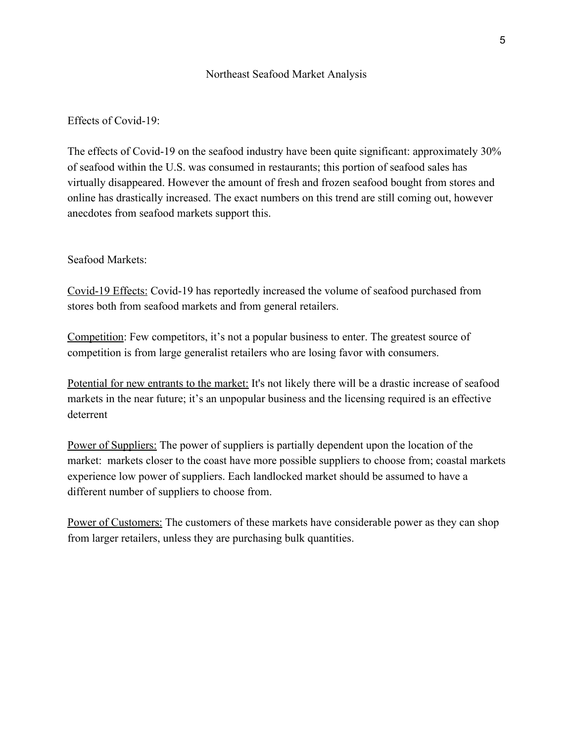# Northeast Seafood Market Analysis

## Effects of Covid-19:

The effects of Covid-19 on the seafood industry have been quite significant: approximately 30% of seafood within the U.S. was consumed in restaurants; this portion of seafood sales has virtually disappeared. However the amount of fresh and frozen seafood bought from stores and online has drastically increased. The exact numbers on this trend are still coming out, however anecdotes from seafood markets support this.

## Seafood Markets:

<u>Covid-19 Effects:</u> Covid-19 has reportedly increased the volume of seafood purchased from stores both from seafood markets and from general retailers.

<u>Competition</u>: Few competitors, it's not a popular business to enter. The greatest source of competition is from large generalist retailers who are losing favor with consumers.

<u>Potential for new entrants to the market:</u> It's not likely there will be a drastic increase of seafood markets in the near future; it's an unpopular business and the licensing required is an effective deterrent

<u>Power of Suppliers:</u> The power of suppliers is partially dependent upon the location of the market: markets closer to the coast have more possible suppliers to choose from; coastal markets experience low power of suppliers. Each landlocked market should be assumed to have a different number of suppliers to choose from.

<u>Power of Customers:</u> The customers of these markets have considerable power as they can shop from larger retailers, unless they are purchasing bulk quantities.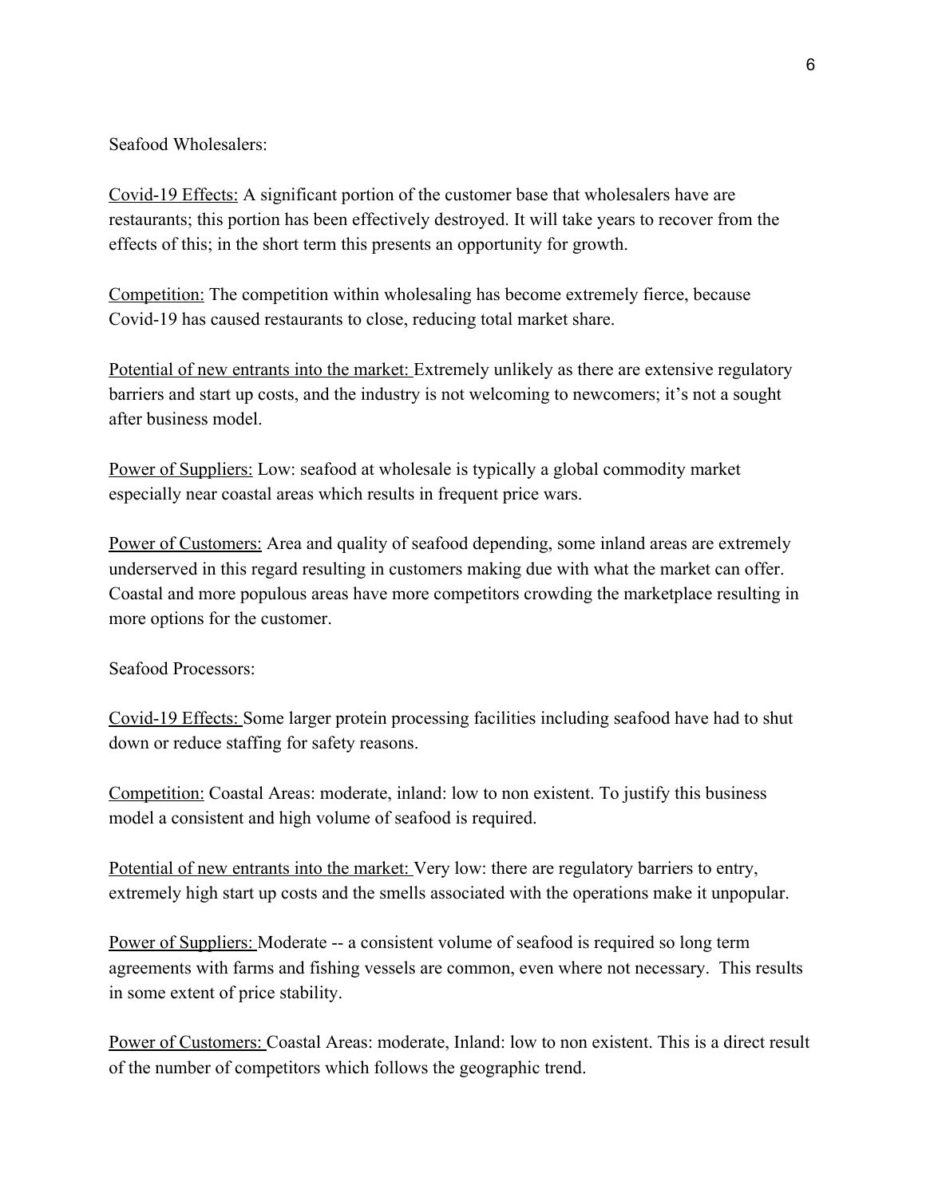Seafood Wholesalers:

<u>Covid-19 Effects:</u> A significant portion of the customer base that wholesalers have are restaurants; this portion has been effectively destroyed. It will take years to recover from the effects of this; in the short term this presents an opportunity for growth.

<u>Competition:</u> The competition within wholesaling has become extremely fierce, because Covid-19 has caused restaurants to close, reducing total market share.

<u>Potential of new entrants into the market:</u> Extremely unlikely as there are extensive regulatory barriers and start up costs, and the industry is not welcoming to newcomers; it's not a sought after business model.

<u>Power of Suppliers:</u> Low: seafood at wholesale is typically a global commodity market especially near coastal areas which results in frequent price wars.

<u>Power of Customers:</u> Area and quality of seafood depending, some inland areas are extremely underserved in this regard resulting in customers making due with what the market can offer. Coastal and more populous areas have more competitors crowding the marketplace resulting in more options for the customer.

Seafood Processors:

<u>Covid-19 Effects:</u> Some larger protein processing facilities including seafood have had to shut down or reduce staffing for safety reasons.

<u>Competition:</u> Coastal Areas: moderate, inland: low to non existent. To justify this business model a consistent and high volume of seafood is required.

<u>Potential of new entrants into the market:</u> Very low: there are regulatory barriers to entry, extremely high start up costs and the smells associated with the operations make it unpopular.

<u>Power of Suppliers:</u> Moderate -- a consistent volume of seafood is required so long term agreements with farms and fishing vessels are common, even where not necessary. This results in some extent of price stability.

<u>Power of Customers:</u> Coastal Areas: moderate, Inland: low to non existent. This is a direct result of the number of competitors which follows the geographic trend.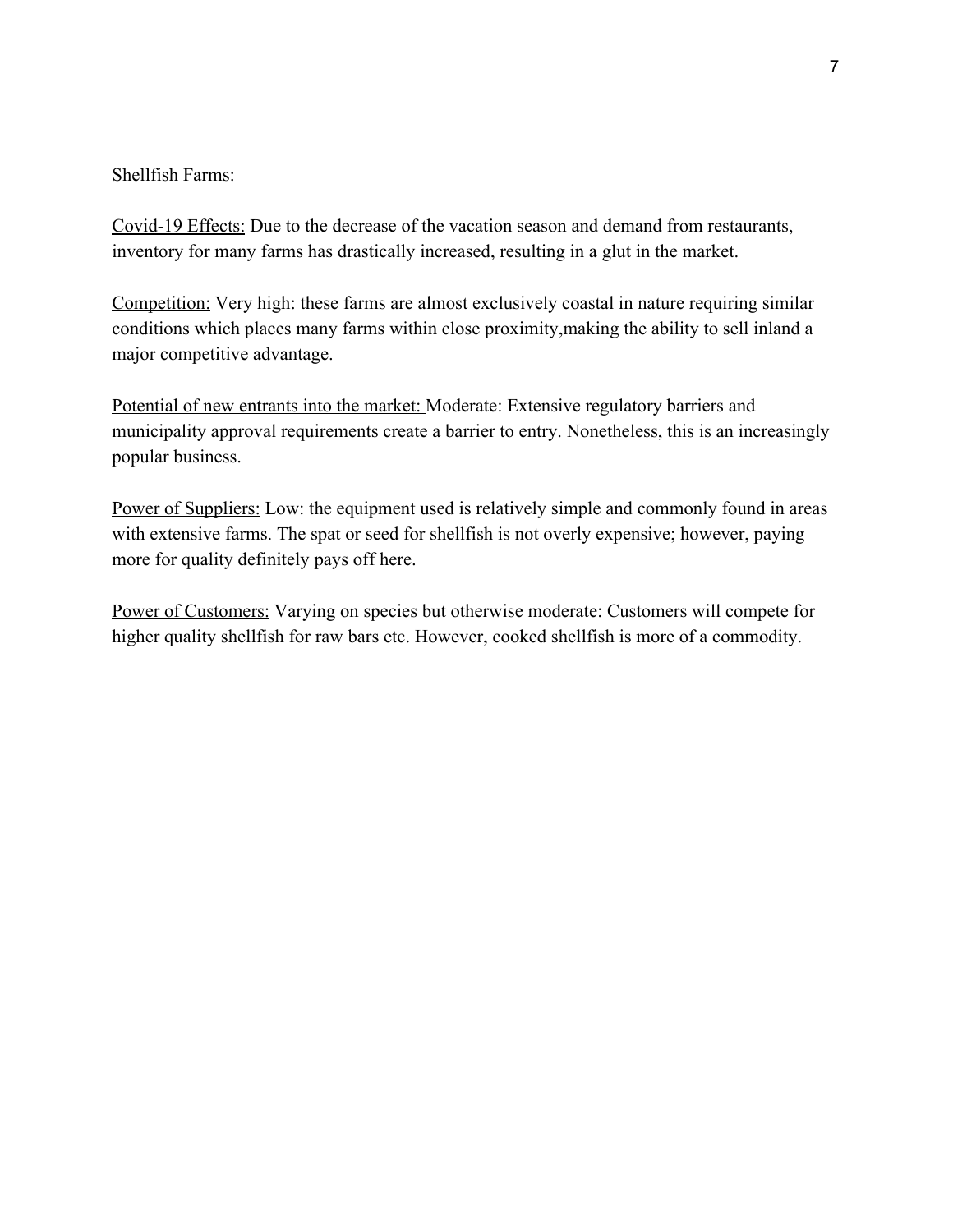Shellfish Farms:

<u>Covid-19 Effects:</u> Due to the decrease of the vacation season and demand from restaurants, inventory for many farms has drastically increased, resulting in a glut in the market.

<u>Competition:</u> Very high: these farms are almost exclusively coastal in nature requiring similar conditions which places many farms within close proximity,making the ability to sell inland a major competitive advantage.

<u>Potential of new entrants into the market:</u> Moderate: Extensive regulatory barriers and municipality approval requirements create a barrier to entry. Nonetheless, this is an increasingly popular business.

<u>Power of Suppliers:</u> Low: the equipment used is relatively simple and commonly found in areas with extensive farms. The spat or seed for shellfish is not overly expensive; however, paying more for quality definitely pays off here.

<u>Power of Customers:</u> Varying on species but otherwise moderate: Customers will compete for higher quality shellfish for raw bars etc. However, cooked shellfish is more of a commodity.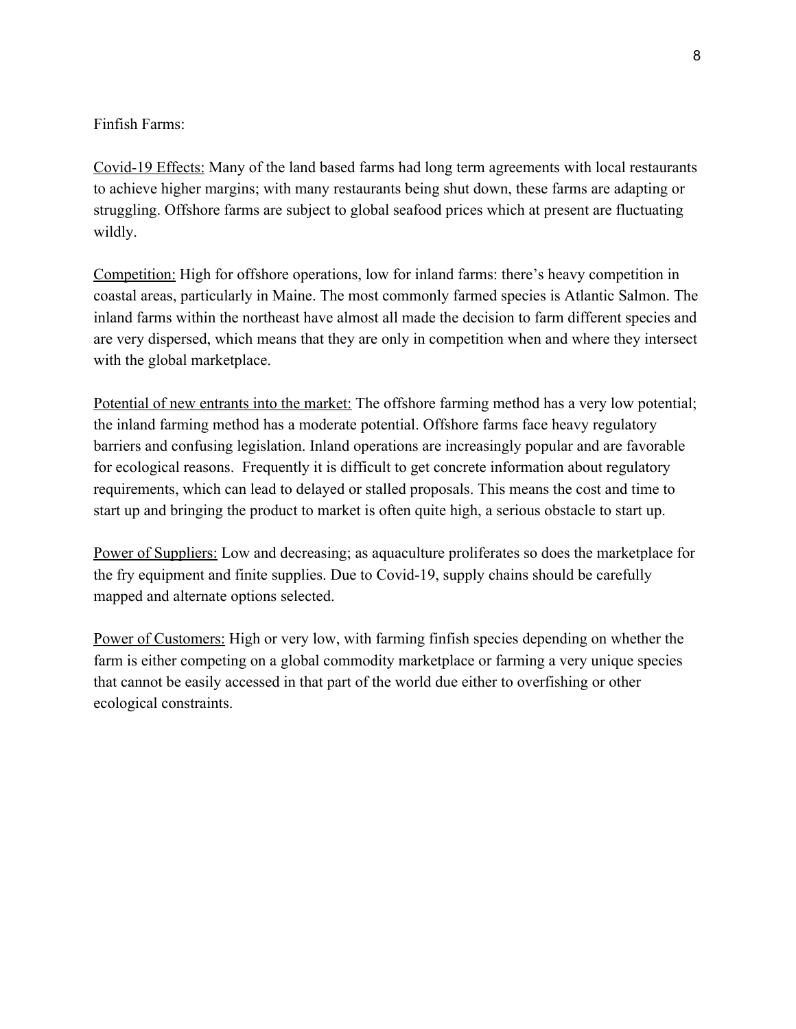Finfish Farms:

<u>Covid-19 Effects:</u> Many of the land based farms had long term agreements with local restaurants to achieve higher margins; with many restaurants being shut down, these farms are adapting or struggling. Offshore farms are subject to global seafood prices which at present are fluctuating wildly.

<u>Competition:</u> High for offshore operations, low for inland farms: there's heavy competition in coastal areas, particularly in Maine. The most commonly farmed species is Atlantic Salmon. The inland farms within the northeast have almost all made the decision to farm different species and are very dispersed, which means that they are only in competition when and where they intersect with the global marketplace.

<u>Potential of new entrants into the market:</u> The offshore farming method has a very low potential; the inland farming method has a moderate potential. Offshore farms face heavy regulatory barriers and confusing legislation. Inland operations are increasingly popular and are favorable for ecological reasons. Frequently it is difficult to get concrete information about regulatory requirements, which can lead to delayed or stalled proposals. This means the cost and time to start up and bringing the product to market is often quite high, a serious obstacle to start up.

<u>Power of Suppliers:</u> Low and decreasing; as aquaculture proliferates so does the marketplace for the fry equipment and finite supplies. Due to Covid-19, supply chains should be carefully mapped and alternate options selected.

<u>Power of Customers:</u> High or very low, with farming finfish species depending on whether the farm is either competing on a global commodity marketplace or farming a very unique species that cannot be easily accessed in that part of the world due either to overfishing or other ecological constraints.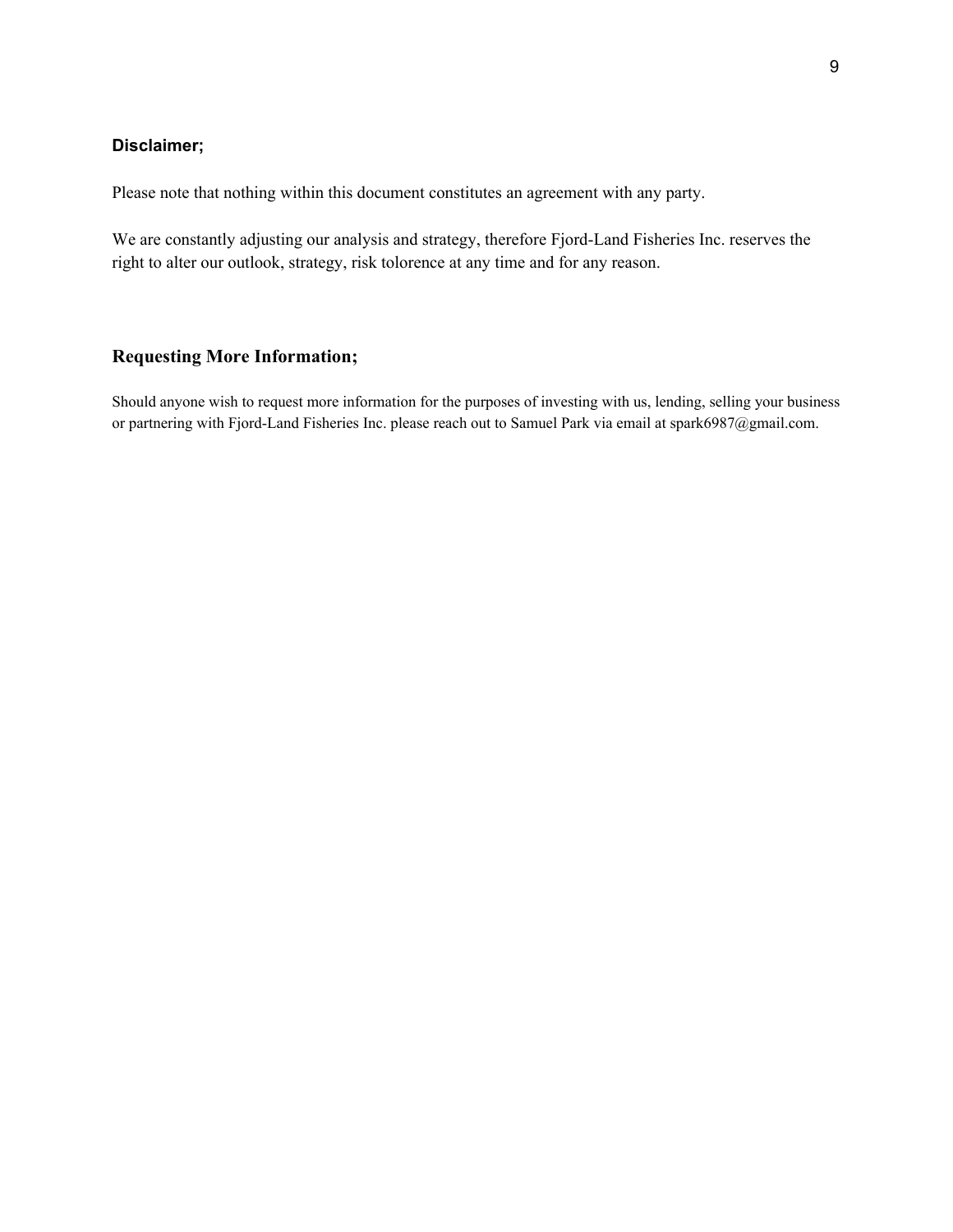### Disclaimer;

Please note that nothing within this document constitutes an agreement with any party.

We are constantly adjusting our analysis and strategy, therefore Fjord-Land Fisheries Inc. reserves the right to alter our outlook, strategy, risk tolorence at any time and for any reason.

## Requesting More Information;

Should anyone wish to request more information for the purposes of investing with us, lending, selling your business or partnering with Fjord-Land Fisheries Inc. please reach out to Samuel Park via email at spark6987@gmail.com.